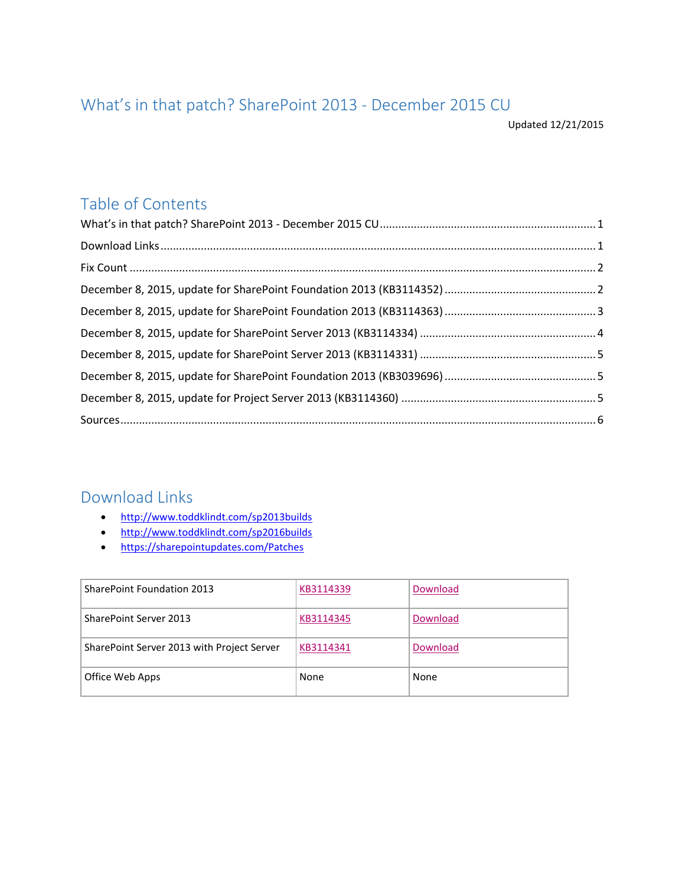# What's in that patch? SharePoint 2013 - December 2015 CU

Updated 12/21/2015

## Table of Contents

What's in that patch? SharePoint 2013 - December 2015 CU ..... 1

Download Links ..... 1

Fix Count ..... 2

December 8, 2015, update for SharePoint Foundation 2013 (KB3114352) ..... 2

December 8, 2015, update for SharePoint Foundation 2013 (KB3114363) ..... 3

December 8, 2015, update for SharePoint Server 2013 (KB3114334) ..... 4

December 8, 2015, update for SharePoint Server 2013 (KB3114331) ..... 5

December 8, 2015, update for SharePoint Foundation 2013 (KB3039696) ..... 5

December 8, 2015, update for Project Server 2013 (KB3114360) ..... 5

Sources ..... 6

## Download Links

- http://www.toddklindt.com/sp2013builds
- http://www.toddklindt.com/sp2016builds
- https://sharepointupdates.com/Patches

| | | |
|---|---|---|
| SharePoint Foundation 2013 | KB3114339 | Download |
| SharePoint Server 2013 | KB3114345 | Download |
| SharePoint Server 2013 with Project Server | KB3114341 | Download |
| Office Web Apps | None | None |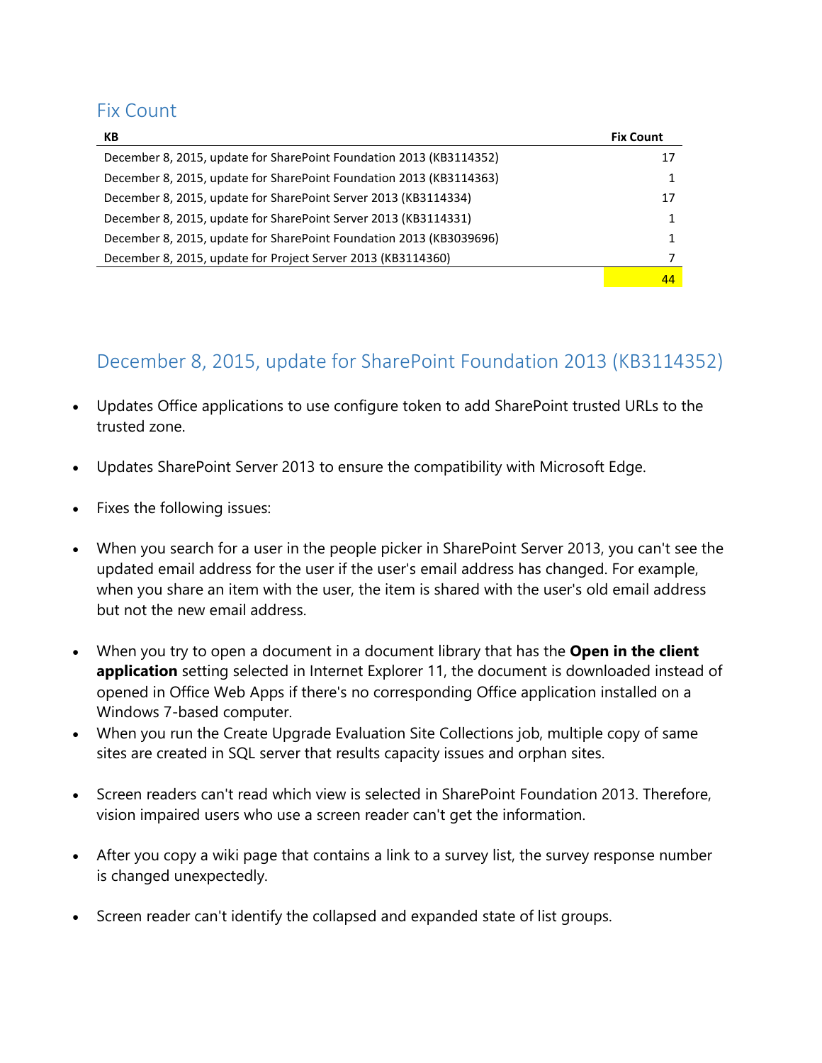## Fix Count

| KB | Fix Count |
|---|---|
| December 8, 2015, update for SharePoint Foundation 2013 (KB3114352) | 17 |
| December 8, 2015, update for SharePoint Foundation 2013 (KB3114363) | 1 |
| December 8, 2015, update for SharePoint Server 2013 (KB3114334) | 17 |
| December 8, 2015, update for SharePoint Server 2013 (KB3114331) | 1 |
| December 8, 2015, update for SharePoint Foundation 2013 (KB3039696) | 1 |
| December 8, 2015, update for Project Server 2013 (KB3114360) | 7 |
| | 44 |

## December 8, 2015, update for SharePoint Foundation 2013 (KB3114352)

- Updates Office applications to use configure token to add SharePoint trusted URLs to the trusted zone.
- Updates SharePoint Server 2013 to ensure the compatibility with Microsoft Edge.
- Fixes the following issues:
- When you search for a user in the people picker in SharePoint Server 2013, you can't see the updated email address for the user if the user's email address has changed. For example, when you share an item with the user, the item is shared with the user's old email address but not the new email address.
- When you try to open a document in a document library that has the **Open in the client application** setting selected in Internet Explorer 11, the document is downloaded instead of opened in Office Web Apps if there's no corresponding Office application installed on a Windows 7-based computer.
- When you run the Create Upgrade Evaluation Site Collections job, multiple copy of same sites are created in SQL server that results capacity issues and orphan sites.
- Screen readers can't read which view is selected in SharePoint Foundation 2013. Therefore, vision impaired users who use a screen reader can't get the information.
- After you copy a wiki page that contains a link to a survey list, the survey response number is changed unexpectedly.
- Screen reader can't identify the collapsed and expanded state of list groups.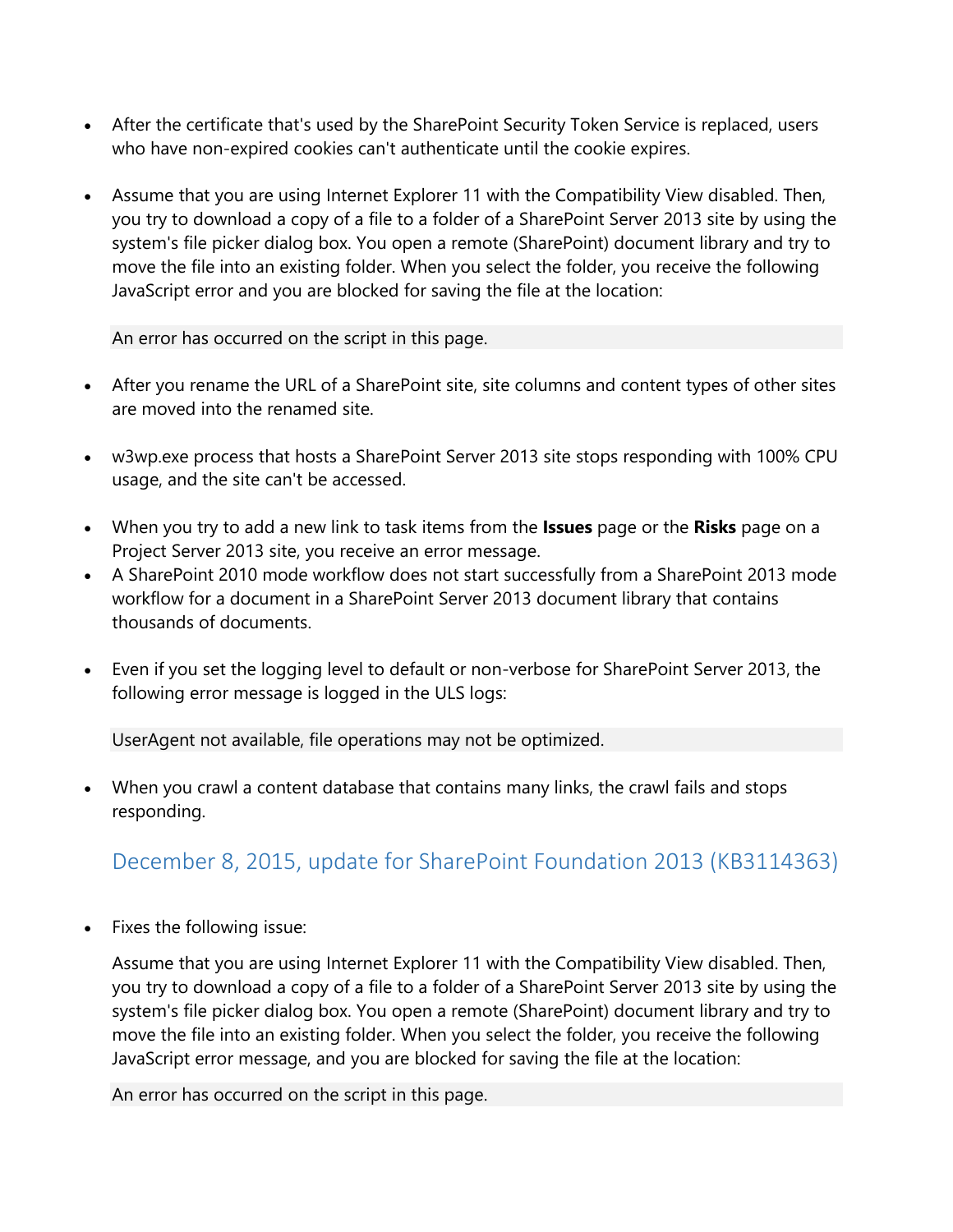- After the certificate that's used by the SharePoint Security Token Service is replaced, users who have non-expired cookies can't authenticate until the cookie expires.

- Assume that you are using Internet Explorer 11 with the Compatibility View disabled. Then, you try to download a copy of a file to a folder of a SharePoint Server 2013 site by using the system's file picker dialog box. You open a remote (SharePoint) document library and try to move the file into an existing folder. When you select the folder, you receive the following JavaScript error and you are blocked for saving the file at the location:

  ```
  An error has occurred on the script in this page.
  ```

- After you rename the URL of a SharePoint site, site columns and content types of other sites are moved into the renamed site.

- w3wp.exe process that hosts a SharePoint Server 2013 site stops responding with 100% CPU usage, and the site can't be accessed.

- When you try to add a new link to task items from the **Issues** page or the **Risks** page on a Project Server 2013 site, you receive an error message.
- A SharePoint 2010 mode workflow does not start successfully from a SharePoint 2013 mode workflow for a document in a SharePoint Server 2013 document library that contains thousands of documents.

- Even if you set the logging level to default or non-verbose for SharePoint Server 2013, the following error message is logged in the ULS logs:

  ```
  UserAgent not available, file operations may not be optimized.
  ```

- When you crawl a content database that contains many links, the crawl fails and stops responding.

## December 8, 2015, update for SharePoint Foundation 2013 (KB3114363)

- Fixes the following issue:

  Assume that you are using Internet Explorer 11 with the Compatibility View disabled. Then, you try to download a copy of a file to a folder of a SharePoint Server 2013 site by using the system's file picker dialog box. You open a remote (SharePoint) document library and try to move the file into an existing folder. When you select the folder, you receive the following JavaScript error message, and you are blocked for saving the file at the location:

  ```
  An error has occurred on the script in this page.
  ```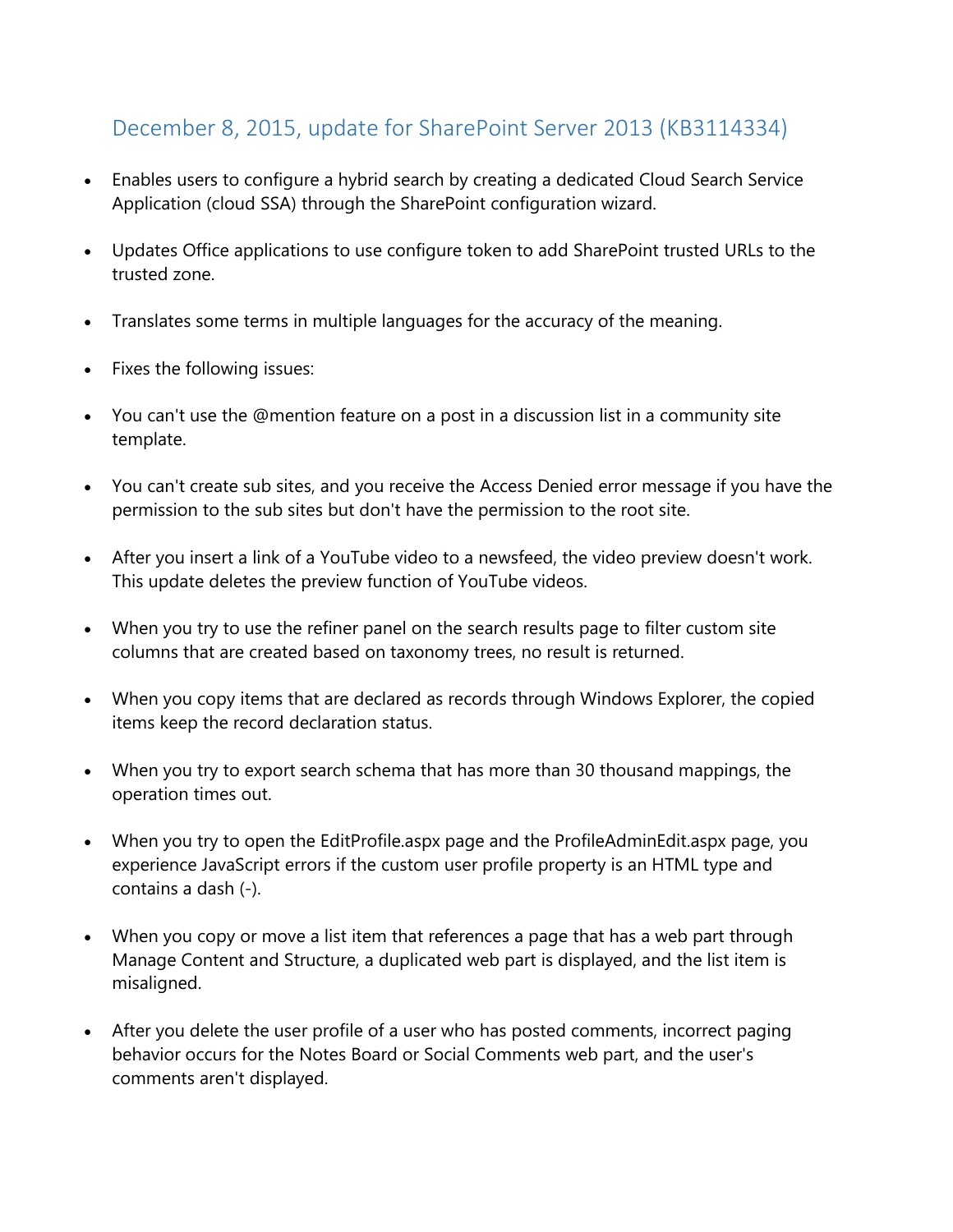## December 8, 2015, update for SharePoint Server 2013 (KB3114334)

- Enables users to configure a hybrid search by creating a dedicated Cloud Search Service Application (cloud SSA) through the SharePoint configuration wizard.
- Updates Office applications to use configure token to add SharePoint trusted URLs to the trusted zone.
- Translates some terms in multiple languages for the accuracy of the meaning.
- Fixes the following issues:
- You can't use the @mention feature on a post in a discussion list in a community site template.
- You can't create sub sites, and you receive the Access Denied error message if you have the permission to the sub sites but don't have the permission to the root site.
- After you insert a link of a YouTube video to a newsfeed, the video preview doesn't work. This update deletes the preview function of YouTube videos.
- When you try to use the refiner panel on the search results page to filter custom site columns that are created based on taxonomy trees, no result is returned.
- When you copy items that are declared as records through Windows Explorer, the copied items keep the record declaration status.
- When you try to export search schema that has more than 30 thousand mappings, the operation times out.
- When you try to open the EditProfile.aspx page and the ProfileAdminEdit.aspx page, you experience JavaScript errors if the custom user profile property is an HTML type and contains a dash (-).
- When you copy or move a list item that references a page that has a web part through Manage Content and Structure, a duplicated web part is displayed, and the list item is misaligned.
- After you delete the user profile of a user who has posted comments, incorrect paging behavior occurs for the Notes Board or Social Comments web part, and the user's comments aren't displayed.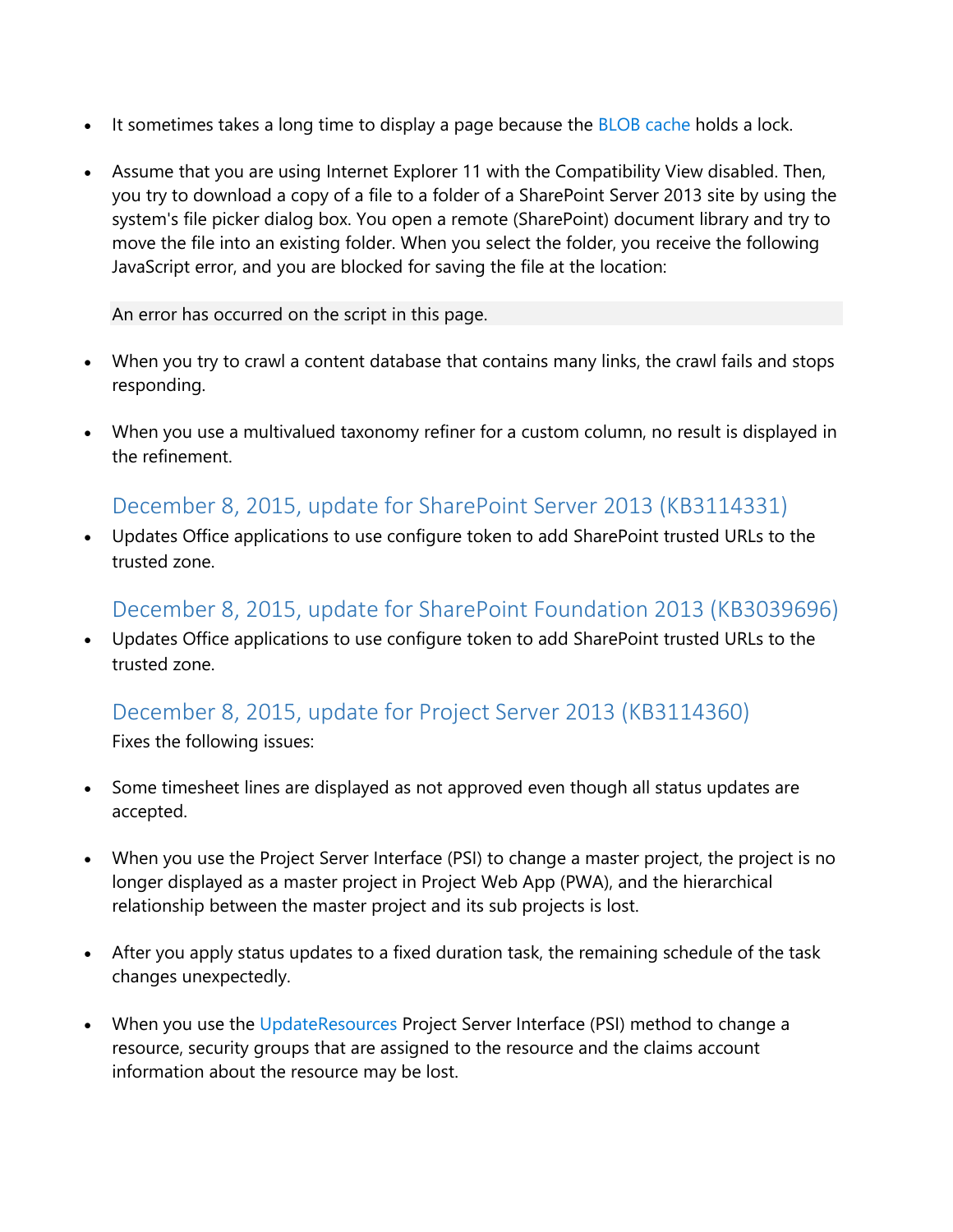- It sometimes takes a long time to display a page because the BLOB cache holds a lock.

- Assume that you are using Internet Explorer 11 with the Compatibility View disabled. Then, you try to download a copy of a file to a folder of a SharePoint Server 2013 site by using the system's file picker dialog box. You open a remote (SharePoint) document library and try to move the file into an existing folder. When you select the folder, you receive the following JavaScript error, and you are blocked for saving the file at the location:

```
An error has occurred on the script in this page.
```

- When you try to crawl a content database that contains many links, the crawl fails and stops responding.

- When you use a multivalued taxonomy refiner for a custom column, no result is displayed in the refinement.

### December 8, 2015, update for SharePoint Server 2013 (KB3114331)

- Updates Office applications to use configure token to add SharePoint trusted URLs to the trusted zone.

### December 8, 2015, update for SharePoint Foundation 2013 (KB3039696)

- Updates Office applications to use configure token to add SharePoint trusted URLs to the trusted zone.

### December 8, 2015, update for Project Server 2013 (KB3114360)

Fixes the following issues:

- Some timesheet lines are displayed as not approved even though all status updates are accepted.

- When you use the Project Server Interface (PSI) to change a master project, the project is no longer displayed as a master project in Project Web App (PWA), and the hierarchical relationship between the master project and its sub projects is lost.

- After you apply status updates to a fixed duration task, the remaining schedule of the task changes unexpectedly.

- When you use the UpdateResources Project Server Interface (PSI) method to change a resource, security groups that are assigned to the resource and the claims account information about the resource may be lost.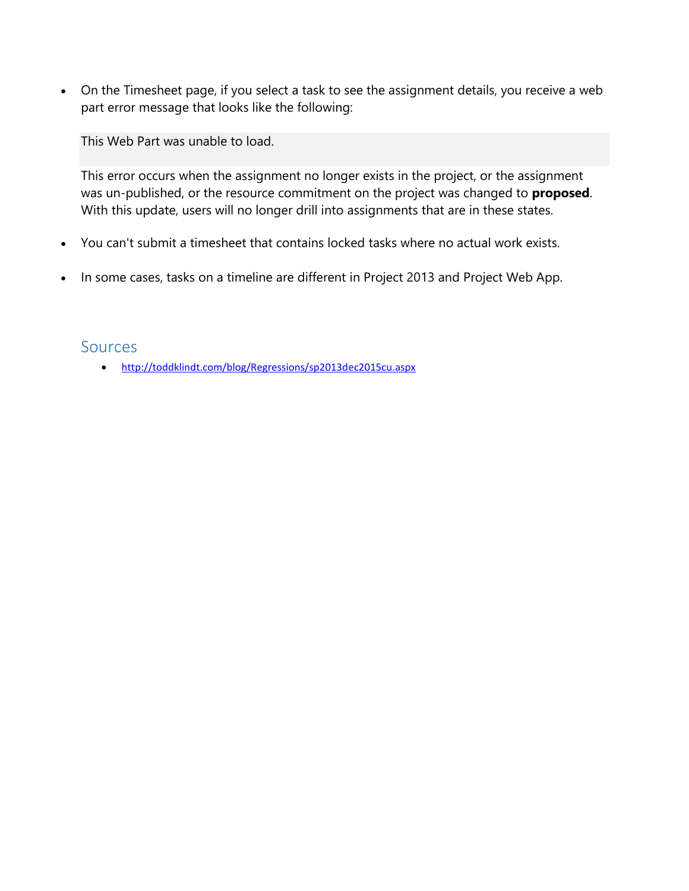- On the Timesheet page, if you select a task to see the assignment details, you receive a web part error message that looks like the following:

  ```
  This Web Part was unable to load.
  ```

  This error occurs when the assignment no longer exists in the project, or the assignment was un-published, or the resource commitment on the project was changed to **proposed**. With this update, users will no longer drill into assignments that are in these states.

- You can't submit a timesheet that contains locked tasks where no actual work exists.

- In some cases, tasks on a timeline are different in Project 2013 and Project Web App.

## Sources

- http://toddklindt.com/blog/Regressions/sp2013dec2015cu.aspx